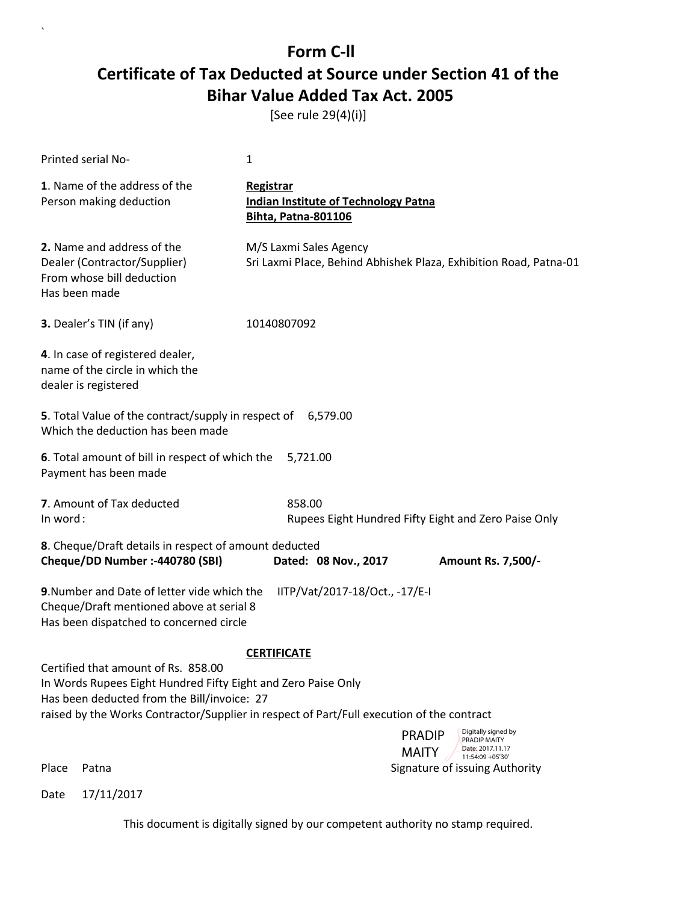# Form C-II
# Certificate of Tax Deducted at Source under Section 41 of the Bihar Value Added Tax Act. 2005

[See rule 29(4)(i)]

Printed serial No- 1

**1**. Name of the address of the Person making deduction

**Registrar**
**Indian Institute of Technology Patna**
**Bihta, Patna-801106**

**2.** Name and address of the Dealer (Contractor/Supplier) From whose bill deduction Has been made

M/S Laxmi Sales Agency
Sri Laxmi Place, Behind Abhishek Plaza, Exhibition Road, Patna-01

**3.** Dealer's TIN (if any) 10140807092

**4**. In case of registered dealer, name of the circle in which the dealer is registered

**5**. Total Value of the contract/supply in respect of Which the deduction has been made 6,579.00

**6**. Total amount of bill in respect of which the Payment has been made 5,721.00

**7**. Amount of Tax deducted 858.00
In word: Rupees Eight Hundred Fifty Eight and Zero Paise Only

**8**. Cheque/Draft details in respect of amount deducted
**Cheque/DD Number :-440780 (SBI) Dated: 08 Nov., 2017 Amount Rs. 7,500/-**

**9**.Number and Date of letter vide which the Cheque/Draft mentioned above at serial 8 Has been dispatched to concerned circle IITP/Vat/2017-18/Oct., -17/E-I

**CERTIFICATE**

Certified that amount of Rs. 858.00
In Words Rupees Eight Hundred Fifty Eight and Zero Paise Only
Has been deducted from the Bill/invoice: 27
raised by the Works Contractor/Supplier in respect of Part/Full execution of the contract

PRADIP MAITY
Digitally signed by PRADIP MAITY
Date: 2017.11.17 11:54:09 +05'30'

Place Patna Signature of issuing Authority

Date 17/11/2017

This document is digitally signed by our competent authority no stamp required.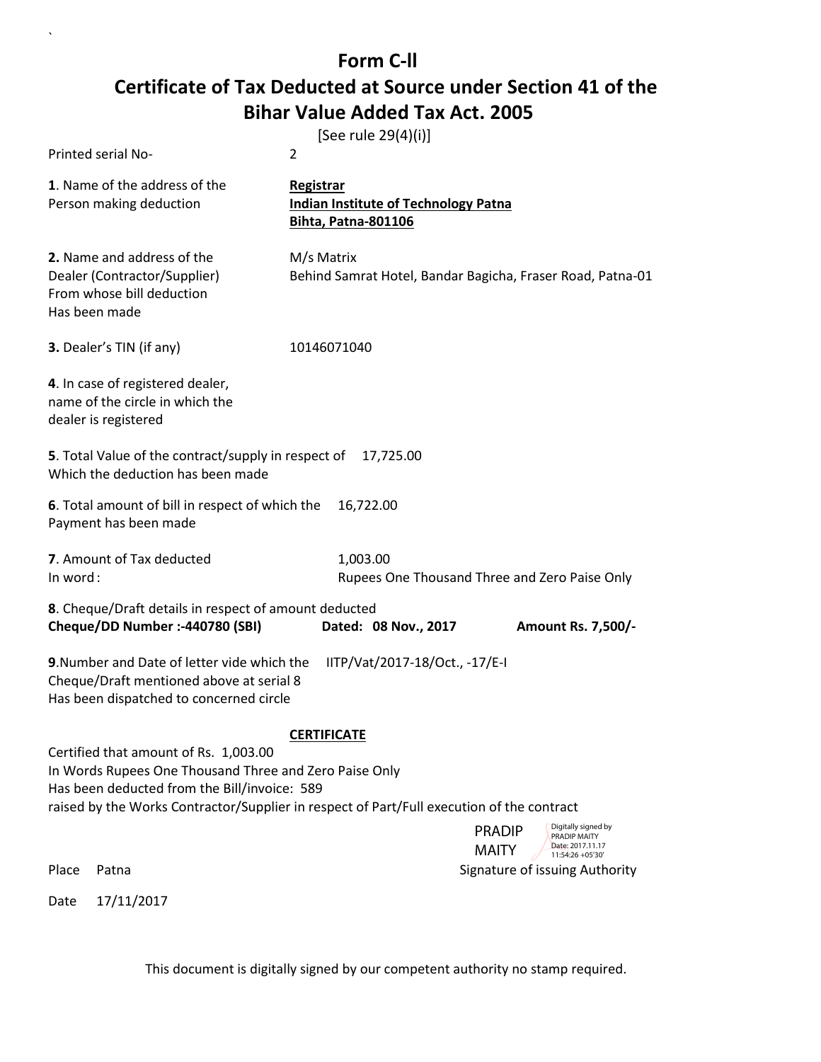# Form C-ll

# Certificate of Tax Deducted at Source under Section 41 of the Bihar Value Added Tax Act. 2005

[See rule 29(4)(i)]

Printed serial No- 2

**1**. Name of the address of the Person making deduction

**Registrar**
**Indian Institute of Technology Patna**
**Bihta, Patna-801106**

**2.** Name and address of the Dealer (Contractor/Supplier) From whose bill deduction Has been made

M/s Matrix
Behind Samrat Hotel, Bandar Bagicha, Fraser Road, Patna-01

**3.** Dealer's TIN (if any) 10146071040

**4**. In case of registered dealer, name of the circle in which the dealer is registered

**5**. Total Value of the contract/supply in respect of Which the deduction has been made 17,725.00

**6**. Total amount of bill in respect of which the Payment has been made 16,722.00

**7**. Amount of Tax deducted 1,003.00
In word : Rupees One Thousand Three and Zero Paise Only

**8**. Cheque/Draft details in respect of amount deducted
**Cheque/DD Number :-440780 (SBI) Dated: 08 Nov., 2017 Amount Rs. 7,500/-**

**9**.Number and Date of letter vide which the Cheque/Draft mentioned above at serial 8 Has been dispatched to concerned circle IITP/Vat/2017-18/Oct., -17/E-I

**CERTIFICATE**

Certified that amount of Rs. 1,003.00
In Words Rupees One Thousand Three and Zero Paise Only
Has been deducted from the Bill/invoice: 589
raised by the Works Contractor/Supplier in respect of Part/Full execution of the contract

PRADIP MAITY
Digitally signed by PRADIP MAITY
Date: 2017.11.17 11:54:26 +05'30'

Place Patna Signature of issuing Authority

Date 17/11/2017

This document is digitally signed by our competent authority no stamp required.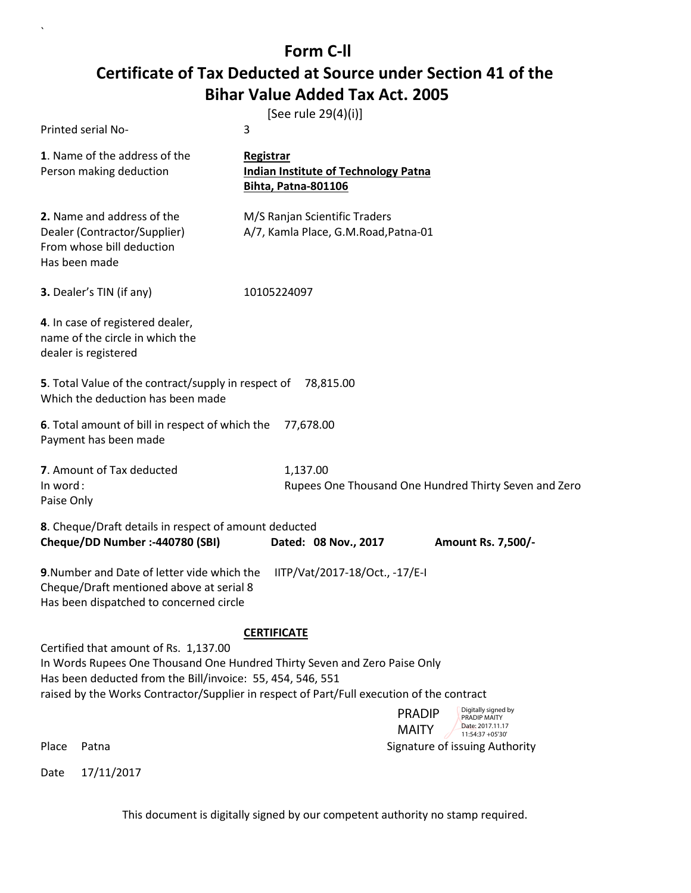# Form C-ll

# Certificate of Tax Deducted at Source under Section 41 of the Bihar Value Added Tax Act. 2005

[See rule 29(4)(i)]

Printed serial No- 3

**1**. Name of the address of the Person making deduction

**Registrar**
**Indian Institute of Technology Patna**
**Bihta, Patna-801106**

**2.** Name and address of the Dealer (Contractor/Supplier) From whose bill deduction Has been made

M/S Ranjan Scientific Traders
A/7, Kamla Place, G.M.Road,Patna-01

**3.** Dealer's TIN (if any) 10105224097

**4**. In case of registered dealer, name of the circle in which the dealer is registered

**5**. Total Value of the contract/supply in respect of Which the deduction has been made 78,815.00

**6**. Total amount of bill in respect of which the Payment has been made 77,678.00

**7**. Amount of Tax deducted 1,137.00
In word : Rupees One Thousand One Hundred Thirty Seven and Zero Paise Only

**8**. Cheque/Draft details in respect of amount deducted
**Cheque/DD Number :-440780 (SBI)** **Dated: 08 Nov., 2017** **Amount Rs. 7,500/-**

**9**.Number and Date of letter vide which the Cheque/Draft mentioned above at serial 8 Has been dispatched to concerned circle IITP/Vat/2017-18/Oct., -17/E-I

**CERTIFICATE**

Certified that amount of Rs. 1,137.00
In Words Rupees One Thousand One Hundred Thirty Seven and Zero Paise Only
Has been deducted from the Bill/invoice: 55, 454, 546, 551
raised by the Works Contractor/Supplier in respect of Part/Full execution of the contract

PRADIP MAITY
Digitally signed by PRADIP MAITY
Date: 2017.11.17 11:54:37 +05'30'

Place Patna Signature of issuing Authority

Date 17/11/2017

This document is digitally signed by our competent authority no stamp required.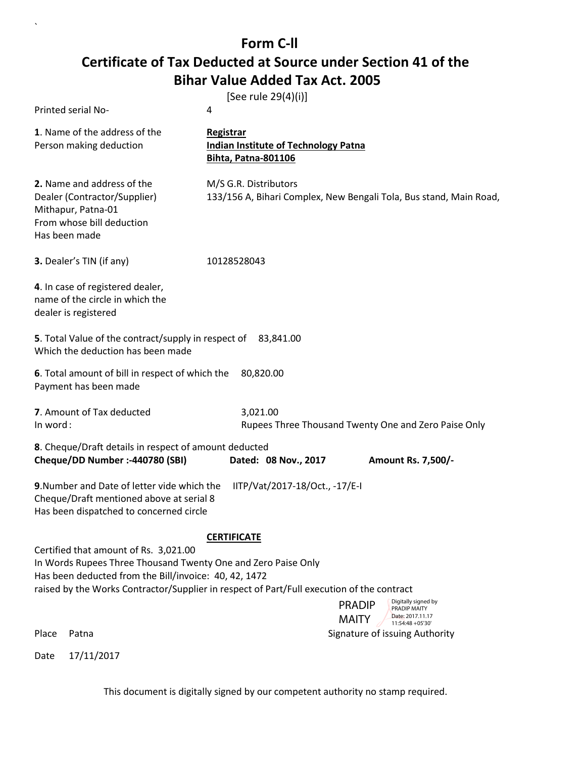`

# Form C-ll

## Certificate of Tax Deducted at Source under Section 41 of the Bihar Value Added Tax Act. 2005

[See rule 29(4)(i)]

Printed serial No- 4

**1**. Name of the address of the Person making deduction

**Registrar**
**Indian Institute of Technology Patna**
**Bihta, Patna-801106**

**2.** Name and address of the Dealer (Contractor/Supplier) From whose bill deduction Has been made

M/S G.R. Distributors
133/156 A, Bihari Complex, New Bengali Tola, Bus stand, Main Road, Mithapur, Patna-01

**3.** Dealer's TIN (if any) 10128528043

**4**. In case of registered dealer, name of the circle in which the dealer is registered

**5**. Total Value of the contract/supply in respect of Which the deduction has been made 83,841.00

**6**. Total amount of bill in respect of which the Payment has been made 80,820.00

**7**. Amount of Tax deducted 3,021.00
In word : Rupees Three Thousand Twenty One and Zero Paise Only

**8**. Cheque/Draft details in respect of amount deducted
**Cheque/DD Number :-440780 (SBI)** **Dated: 08 Nov., 2017** **Amount Rs. 7,500/-**

**9**.Number and Date of letter vide which the Cheque/Draft mentioned above at serial 8 Has been dispatched to concerned circle IITP/Vat/2017-18/Oct., -17/E-I

**CERTIFICATE**

Certified that amount of Rs. 3,021.00
In Words Rupees Three Thousand Twenty One and Zero Paise Only
Has been deducted from the Bill/invoice: 40, 42, 1472
raised by the Works Contractor/Supplier in respect of Part/Full execution of the contract

PRADIP MAITY
Digitally signed by PRADIP MAITY
Date: 2017.11.17 11:54:48 +05'30'

Place Patna Signature of issuing Authority

Date 17/11/2017

This document is digitally signed by our competent authority no stamp required.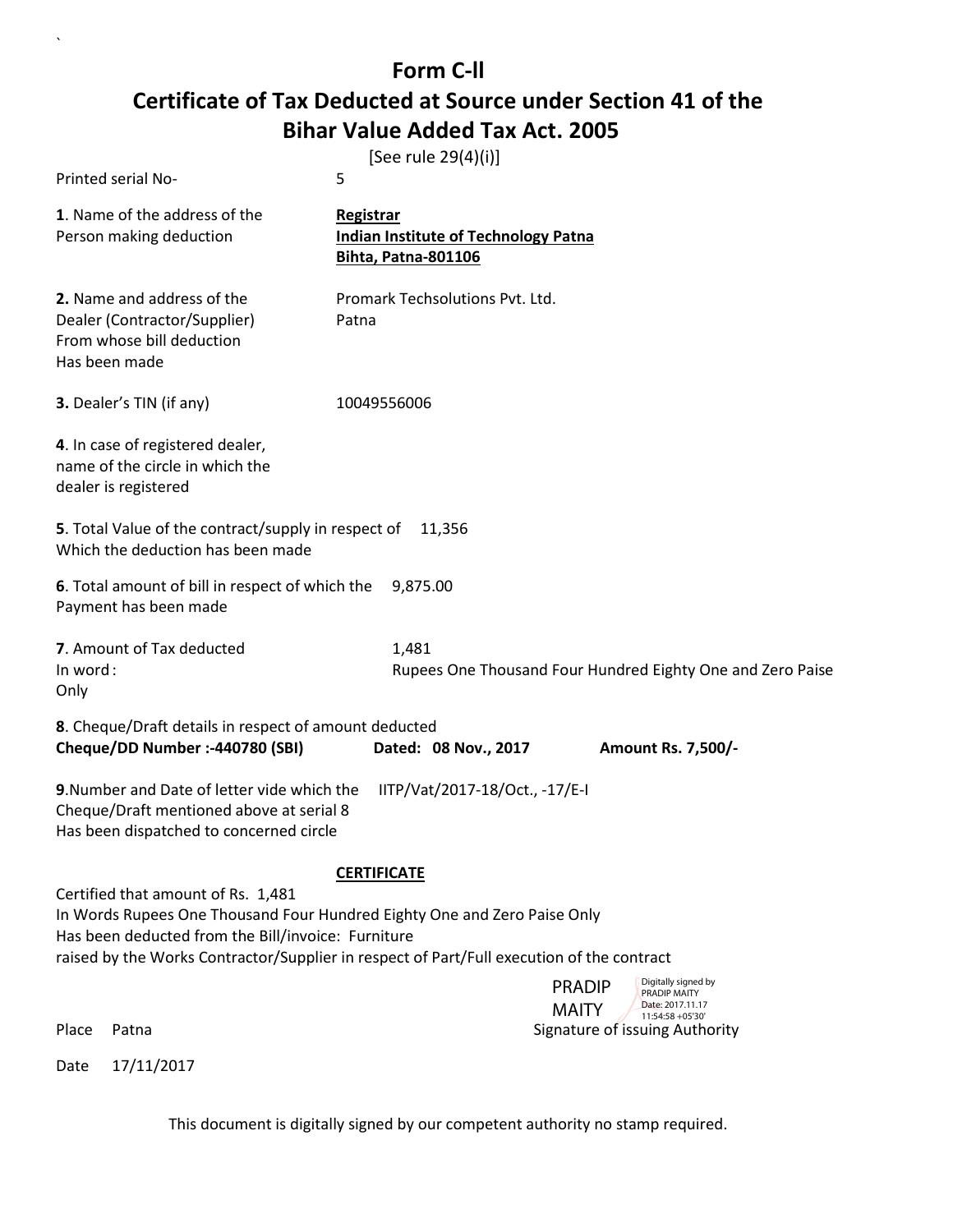# Form C-II

## Certificate of Tax Deducted at Source under Section 41 of the Bihar Value Added Tax Act. 2005

[See rule 29(4)(i)]

Printed serial No- 5

**1**. Name of the address of the Person making deduction

**Registrar**
**Indian Institute of Technology Patna**
**Bihta, Patna-801106**

**2.** Name and address of the Dealer (Contractor/Supplier) From whose bill deduction Has been made

Promark Techsolutions Pvt. Ltd.
Patna

**3.** Dealer's TIN (if any) 10049556006

**4**. In case of registered dealer, name of the circle in which the dealer is registered

**5**. Total Value of the contract/supply in respect of Which the deduction has been made 11,356

**6**. Total amount of bill in respect of which the Payment has been made 9,875.00

**7**. Amount of Tax deducted 1,481
In word : Rupees One Thousand Four Hundred Eighty One and Zero Paise Only

**8**. Cheque/Draft details in respect of amount deducted
**Cheque/DD Number :-440780 (SBI)** **Dated: 08 Nov., 2017** **Amount Rs. 7,500/-**

**9**.Number and Date of letter vide which the Cheque/Draft mentioned above at serial 8 Has been dispatched to concerned circle IITP/Vat/2017-18/Oct., -17/E-I

**CERTIFICATE**

Certified that amount of Rs. 1,481
In Words Rupees One Thousand Four Hundred Eighty One and Zero Paise Only
Has been deducted from the Bill/invoice: Furniture
raised by the Works Contractor/Supplier in respect of Part/Full execution of the contract

PRADIP MAITY
Digitally signed by PRADIP MAITY
Date: 2017.11.17 11:54:58 +05'30'

Place Patna Signature of issuing Authority

Date 17/11/2017

This document is digitally signed by our competent authority no stamp required.